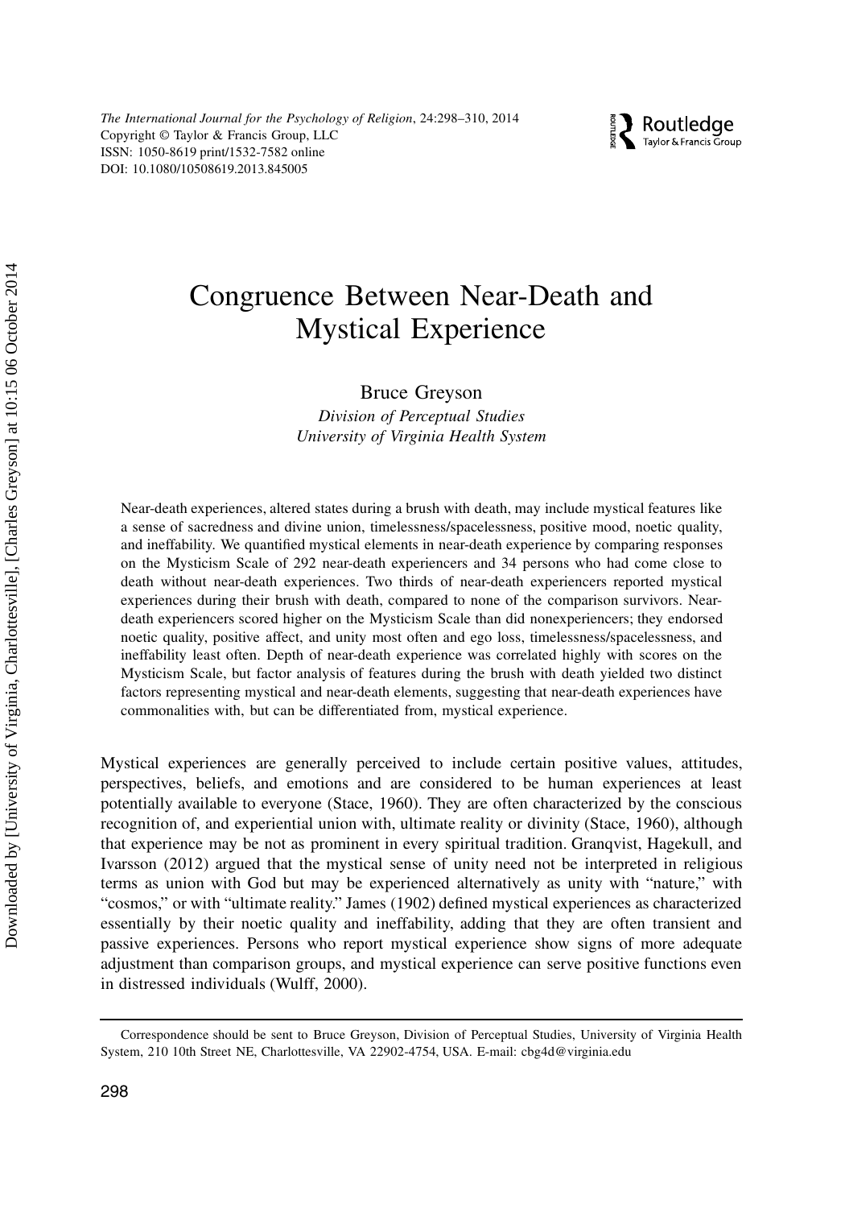# Congruence Between Near-Death and Mystical Experience

Bruce Greyson

*Division of Perceptual Studies*
*University of Virginia Health System*

Near-death experiences, altered states during a brush with death, may include mystical features like a sense of sacredness and divine union, timelessness/spacelessness, positive mood, noetic quality, and ineffability. We quantified mystical elements in near-death experience by comparing responses on the Mysticism Scale of 292 near-death experiencers and 34 persons who had come close to death without near-death experiences. Two thirds of near-death experiencers reported mystical experiences during their brush with death, compared to none of the comparison survivors. Near-death experiencers scored higher on the Mysticism Scale than did nonexperiencers; they endorsed noetic quality, positive affect, and unity most often and ego loss, timelessness/spacelessness, and ineffability least often. Depth of near-death experience was correlated highly with scores on the Mysticism Scale, but factor analysis of features during the brush with death yielded two distinct factors representing mystical and near-death elements, suggesting that near-death experiences have commonalities with, but can be differentiated from, mystical experience.

Mystical experiences are generally perceived to include certain positive values, attitudes, perspectives, beliefs, and emotions and are considered to be human experiences at least potentially available to everyone (Stace, 1960). They are often characterized by the conscious recognition of, and experiential union with, ultimate reality or divinity (Stace, 1960), although that experience may be not as prominent in every spiritual tradition. Granqvist, Hagekull, and Ivarsson (2012) argued that the mystical sense of unity need not be interpreted in religious terms as union with God but may be experienced alternatively as unity with "nature," with "cosmos," or with "ultimate reality." James (1902) defined mystical experiences as characterized essentially by their noetic quality and ineffability, adding that they are often transient and passive experiences. Persons who report mystical experience show signs of more adequate adjustment than comparison groups, and mystical experience can serve positive functions even in distressed individuals (Wulff, 2000).

Correspondence should be sent to Bruce Greyson, Division of Perceptual Studies, University of Virginia Health System, 210 10th Street NE, Charlottesville, VA 22902-4754, USA. E-mail: cbg4d@virginia.edu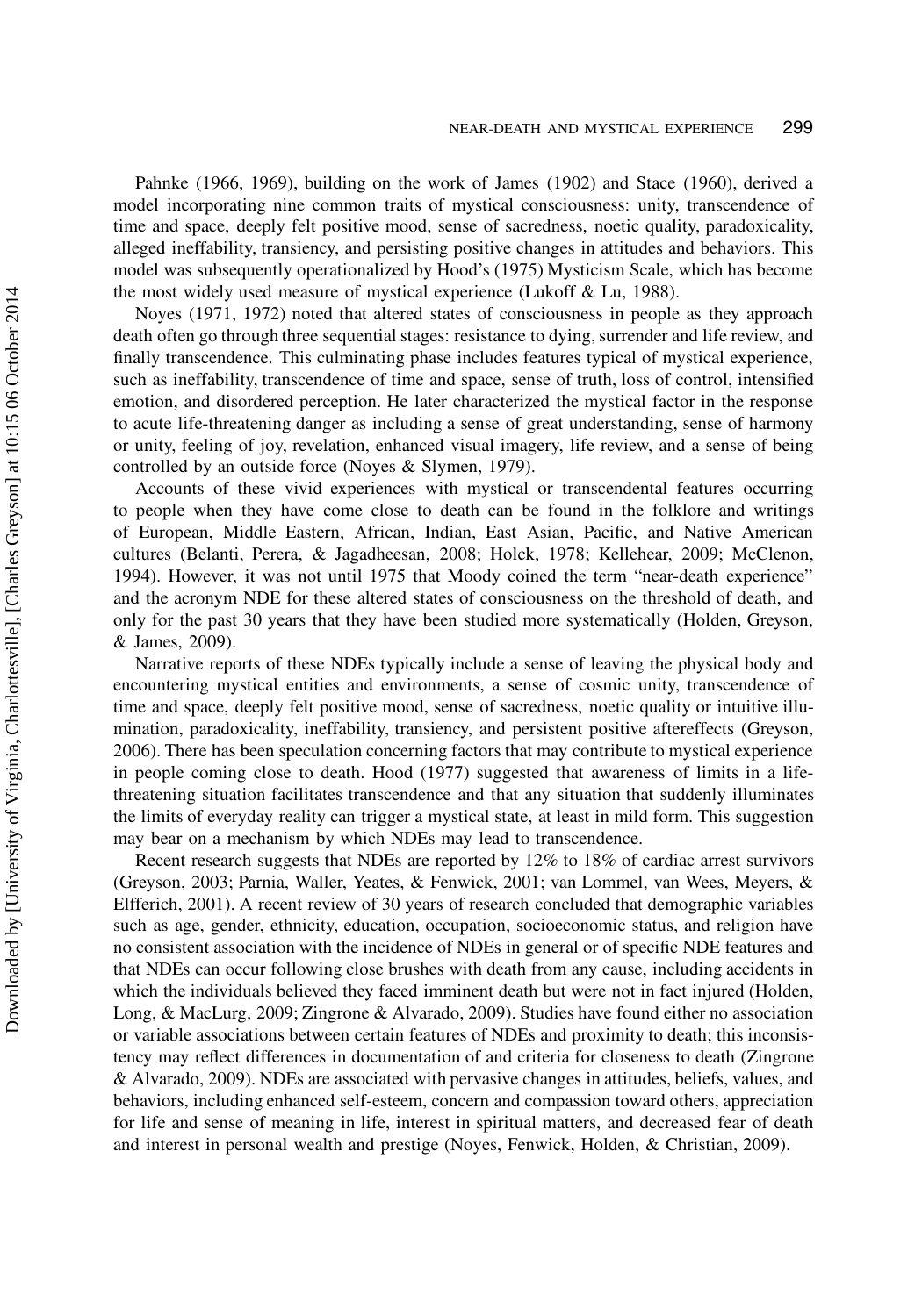Pahnke (1966, 1969), building on the work of James (1902) and Stace (1960), derived a model incorporating nine common traits of mystical consciousness: unity, transcendence of time and space, deeply felt positive mood, sense of sacredness, noetic quality, paradoxicality, alleged ineffability, transiency, and persisting positive changes in attitudes and behaviors. This model was subsequently operationalized by Hood's (1975) Mysticism Scale, which has become the most widely used measure of mystical experience (Lukoff & Lu, 1988).

Noyes (1971, 1972) noted that altered states of consciousness in people as they approach death often go through three sequential stages: resistance to dying, surrender and life review, and finally transcendence. This culminating phase includes features typical of mystical experience, such as ineffability, transcendence of time and space, sense of truth, loss of control, intensified emotion, and disordered perception. He later characterized the mystical factor in the response to acute life-threatening danger as including a sense of great understanding, sense of harmony or unity, feeling of joy, revelation, enhanced visual imagery, life review, and a sense of being controlled by an outside force (Noyes & Slymen, 1979).

Accounts of these vivid experiences with mystical or transcendental features occurring to people when they have come close to death can be found in the folklore and writings of European, Middle Eastern, African, Indian, East Asian, Pacific, and Native American cultures (Belanti, Perera, & Jagadheesan, 2008; Holck, 1978; Kellehear, 2009; McClenon, 1994). However, it was not until 1975 that Moody coined the term "near-death experience" and the acronym NDE for these altered states of consciousness on the threshold of death, and only for the past 30 years that they have been studied more systematically (Holden, Greyson, & James, 2009).

Narrative reports of these NDEs typically include a sense of leaving the physical body and encountering mystical entities and environments, a sense of cosmic unity, transcendence of time and space, deeply felt positive mood, sense of sacredness, noetic quality or intuitive illumination, paradoxicality, ineffability, transiency, and persistent positive aftereffects (Greyson, 2006). There has been speculation concerning factors that may contribute to mystical experience in people coming close to death. Hood (1977) suggested that awareness of limits in a life-threatening situation facilitates transcendence and that any situation that suddenly illuminates the limits of everyday reality can trigger a mystical state, at least in mild form. This suggestion may bear on a mechanism by which NDEs may lead to transcendence.

Recent research suggests that NDEs are reported by 12% to 18% of cardiac arrest survivors (Greyson, 2003; Parnia, Waller, Yeates, & Fenwick, 2001; van Lommel, van Wees, Meyers, & Elfferich, 2001). A recent review of 30 years of research concluded that demographic variables such as age, gender, ethnicity, education, occupation, socioeconomic status, and religion have no consistent association with the incidence of NDEs in general or of specific NDE features and that NDEs can occur following close brushes with death from any cause, including accidents in which the individuals believed they faced imminent death but were not in fact injured (Holden, Long, & MacLurg, 2009; Zingrone & Alvarado, 2009). Studies have found either no association or variable associations between certain features of NDEs and proximity to death; this inconsistency may reflect differences in documentation of and criteria for closeness to death (Zingrone & Alvarado, 2009). NDEs are associated with pervasive changes in attitudes, beliefs, values, and behaviors, including enhanced self-esteem, concern and compassion toward others, appreciation for life and sense of meaning in life, interest in spiritual matters, and decreased fear of death and interest in personal wealth and prestige (Noyes, Fenwick, Holden, & Christian, 2009).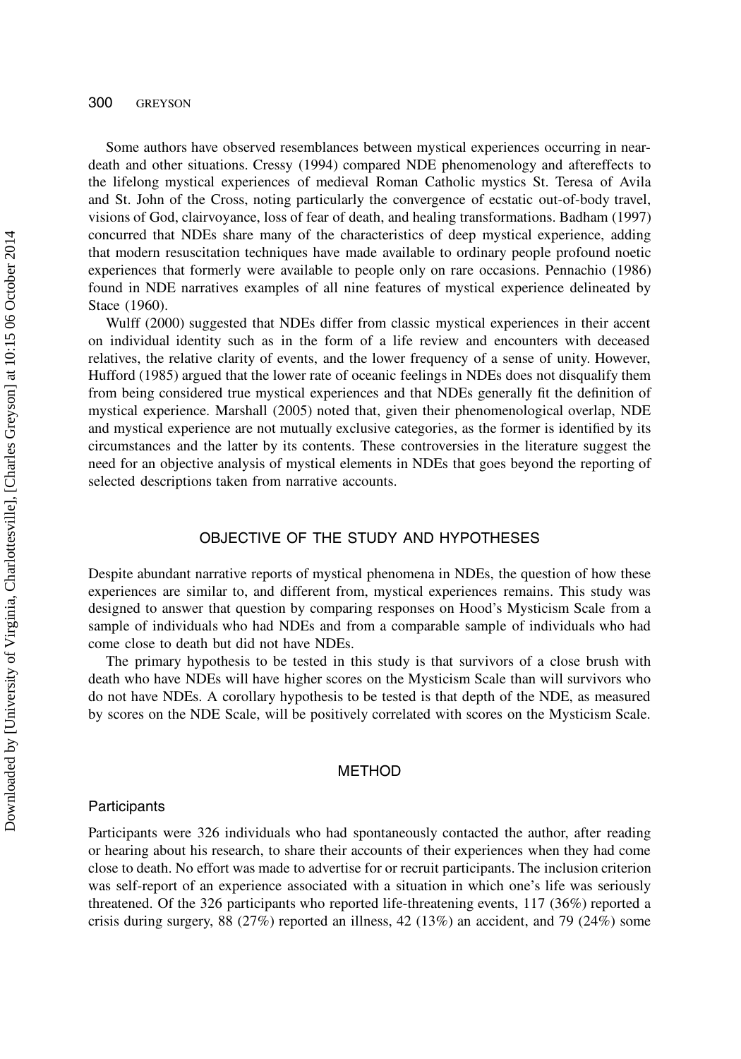Some authors have observed resemblances between mystical experiences occurring in near-death and other situations. Cressy (1994) compared NDE phenomenology and aftereffects to the lifelong mystical experiences of medieval Roman Catholic mystics St. Teresa of Avila and St. John of the Cross, noting particularly the convergence of ecstatic out-of-body travel, visions of God, clairvoyance, loss of fear of death, and healing transformations. Badham (1997) concurred that NDEs share many of the characteristics of deep mystical experience, adding that modern resuscitation techniques have made available to ordinary people profound noetic experiences that formerly were available to people only on rare occasions. Pennachio (1986) found in NDE narratives examples of all nine features of mystical experience delineated by Stace (1960).

Wulff (2000) suggested that NDEs differ from classic mystical experiences in their accent on individual identity such as in the form of a life review and encounters with deceased relatives, the relative clarity of events, and the lower frequency of a sense of unity. However, Hufford (1985) argued that the lower rate of oceanic feelings in NDEs does not disqualify them from being considered true mystical experiences and that NDEs generally fit the definition of mystical experience. Marshall (2005) noted that, given their phenomenological overlap, NDE and mystical experience are not mutually exclusive categories, as the former is identified by its circumstances and the latter by its contents. These controversies in the literature suggest the need for an objective analysis of mystical elements in NDEs that goes beyond the reporting of selected descriptions taken from narrative accounts.

## OBJECTIVE OF THE STUDY AND HYPOTHESES

Despite abundant narrative reports of mystical phenomena in NDEs, the question of how these experiences are similar to, and different from, mystical experiences remains. This study was designed to answer that question by comparing responses on Hood's Mysticism Scale from a sample of individuals who had NDEs and from a comparable sample of individuals who had come close to death but did not have NDEs.

The primary hypothesis to be tested in this study is that survivors of a close brush with death who have NDEs will have higher scores on the Mysticism Scale than will survivors who do not have NDEs. A corollary hypothesis to be tested is that depth of the NDE, as measured by scores on the NDE Scale, will be positively correlated with scores on the Mysticism Scale.

## METHOD

### Participants

Participants were 326 individuals who had spontaneously contacted the author, after reading or hearing about his research, to share their accounts of their experiences when they had come close to death. No effort was made to advertise for or recruit participants. The inclusion criterion was self-report of an experience associated with a situation in which one's life was seriously threatened. Of the 326 participants who reported life-threatening events, 117 (36%) reported a crisis during surgery, 88 (27%) reported an illness, 42 (13%) an accident, and 79 (24%) some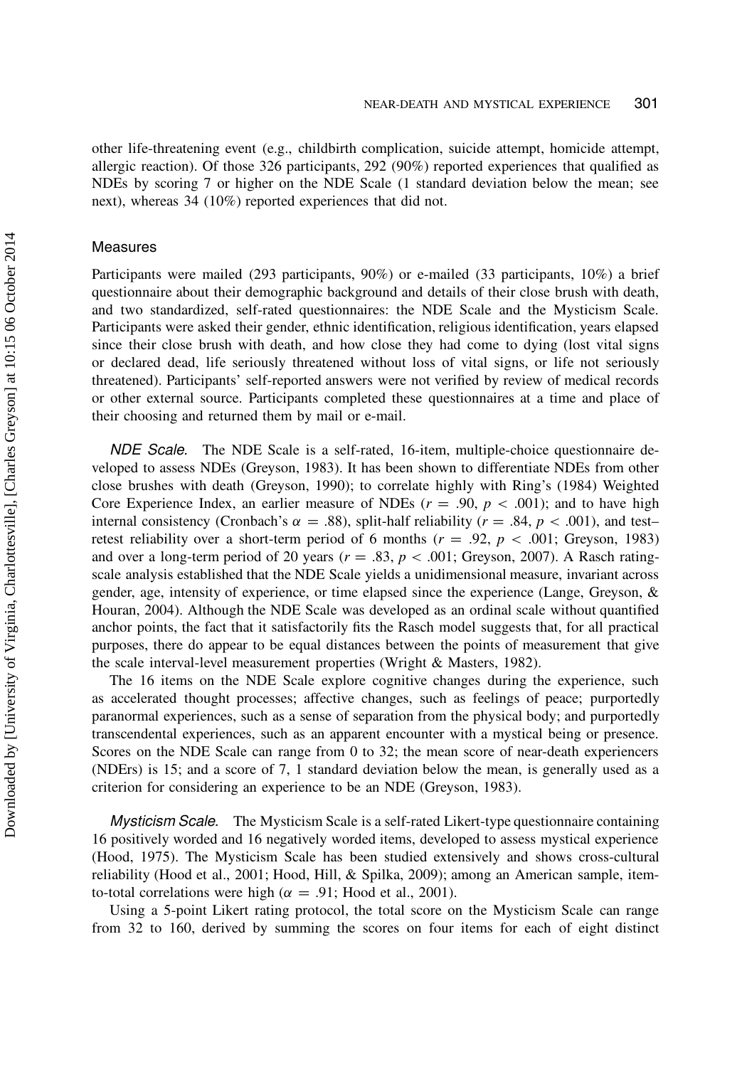other life-threatening event (e.g., childbirth complication, suicide attempt, homicide attempt, allergic reaction). Of those 326 participants, 292 (90%) reported experiences that qualified as NDEs by scoring 7 or higher on the NDE Scale (1 standard deviation below the mean; see next), whereas 34 (10%) reported experiences that did not.

## Measures

Participants were mailed (293 participants, 90%) or e-mailed (33 participants, 10%) a brief questionnaire about their demographic background and details of their close brush with death, and two standardized, self-rated questionnaires: the NDE Scale and the Mysticism Scale. Participants were asked their gender, ethnic identification, religious identification, years elapsed since their close brush with death, and how close they had come to dying (lost vital signs or declared dead, life seriously threatened without loss of vital signs, or life not seriously threatened). Participants' self-reported answers were not verified by review of medical records or other external source. Participants completed these questionnaires at a time and place of their choosing and returned them by mail or e-mail.

*NDE Scale.* The NDE Scale is a self-rated, 16-item, multiple-choice questionnaire developed to assess NDEs (Greyson, 1983). It has been shown to differentiate NDEs from other close brushes with death (Greyson, 1990); to correlate highly with Ring's (1984) Weighted Core Experience Index, an earlier measure of NDEs ($r = .90$, $p < .001$); and to have high internal consistency (Cronbach's $\alpha = .88$), split-half reliability ($r = .84$, $p < .001$), and test–retest reliability over a short-term period of 6 months ($r = .92$, $p < .001$; Greyson, 1983) and over a long-term period of 20 years ($r = .83$, $p < .001$; Greyson, 2007). A Rasch rating-scale analysis established that the NDE Scale yields a unidimensional measure, invariant across gender, age, intensity of experience, or time elapsed since the experience (Lange, Greyson, & Houran, 2004). Although the NDE Scale was developed as an ordinal scale without quantified anchor points, the fact that it satisfactorily fits the Rasch model suggests that, for all practical purposes, there do appear to be equal distances between the points of measurement that give the scale interval-level measurement properties (Wright & Masters, 1982).

The 16 items on the NDE Scale explore cognitive changes during the experience, such as accelerated thought processes; affective changes, such as feelings of peace; purportedly paranormal experiences, such as a sense of separation from the physical body; and purportedly transcendental experiences, such as an apparent encounter with a mystical being or presence. Scores on the NDE Scale can range from 0 to 32; the mean score of near-death experiencers (NDErs) is 15; and a score of 7, 1 standard deviation below the mean, is generally used as a criterion for considering an experience to be an NDE (Greyson, 1983).

*Mysticism Scale.* The Mysticism Scale is a self-rated Likert-type questionnaire containing 16 positively worded and 16 negatively worded items, developed to assess mystical experience (Hood, 1975). The Mysticism Scale has been studied extensively and shows cross-cultural reliability (Hood et al., 2001; Hood, Hill, & Spilka, 2009); among an American sample, item-to-total correlations were high ($\alpha = .91$; Hood et al., 2001).

Using a 5-point Likert rating protocol, the total score on the Mysticism Scale can range from 32 to 160, derived by summing the scores on four items for each of eight distinct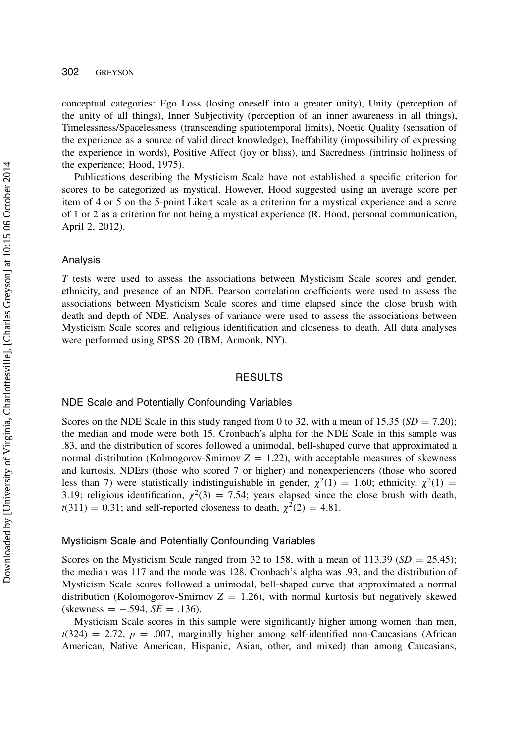conceptual categories: Ego Loss (losing oneself into a greater unity), Unity (perception of the unity of all things), Inner Subjectivity (perception of an inner awareness in all things), Timelessness/Spacelessness (transcending spatiotemporal limits), Noetic Quality (sensation of the experience as a source of valid direct knowledge), Ineffability (impossibility of expressing the experience in words), Positive Affect (joy or bliss), and Sacredness (intrinsic holiness of the experience; Hood, 1975).

Publications describing the Mysticism Scale have not established a specific criterion for scores to be categorized as mystical. However, Hood suggested using an average score per item of 4 or 5 on the 5-point Likert scale as a criterion for a mystical experience and a score of 1 or 2 as a criterion for not being a mystical experience (R. Hood, personal communication, April 2, 2012).

### Analysis

*T* tests were used to assess the associations between Mysticism Scale scores and gender, ethnicity, and presence of an NDE. Pearson correlation coefficients were used to assess the associations between Mysticism Scale scores and time elapsed since the close brush with death and depth of NDE. Analyses of variance were used to assess the associations between Mysticism Scale scores and religious identification and closeness to death. All data analyses were performed using SPSS 20 (IBM, Armonk, NY).

## RESULTS

### NDE Scale and Potentially Confounding Variables

Scores on the NDE Scale in this study ranged from 0 to 32, with a mean of 15.35 ($SD = 7.20$); the median and mode were both 15. Cronbach's alpha for the NDE Scale in this sample was .83, and the distribution of scores followed a unimodal, bell-shaped curve that approximated a normal distribution (Kolmogorov-Smirnov $Z = 1.22$), with acceptable measures of skewness and kurtosis. NDErs (those who scored 7 or higher) and nonexperiencers (those who scored less than 7) were statistically indistinguishable in gender, $\chi^2(1) = 1.60$; ethnicity, $\chi^2(1) = 3.19$; religious identification, $\chi^2(3) = 7.54$; years elapsed since the close brush with death, $t(311) = 0.31$; and self-reported closeness to death, $\chi^2(2) = 4.81$.

### Mysticism Scale and Potentially Confounding Variables

Scores on the Mysticism Scale ranged from 32 to 158, with a mean of 113.39 ($SD = 25.45$); the median was 117 and the mode was 128. Cronbach's alpha was .93, and the distribution of Mysticism Scale scores followed a unimodal, bell-shaped curve that approximated a normal distribution (Kolomogorov-Smirnov $Z = 1.26$), with normal kurtosis but negatively skewed (skewness $= -.594$, $SE = .136$).

Mysticism Scale scores in this sample were significantly higher among women than men, $t(324) = 2.72$, $p = .007$, marginally higher among self-identified non-Caucasians (African American, Native American, Hispanic, Asian, other, and mixed) than among Caucasians,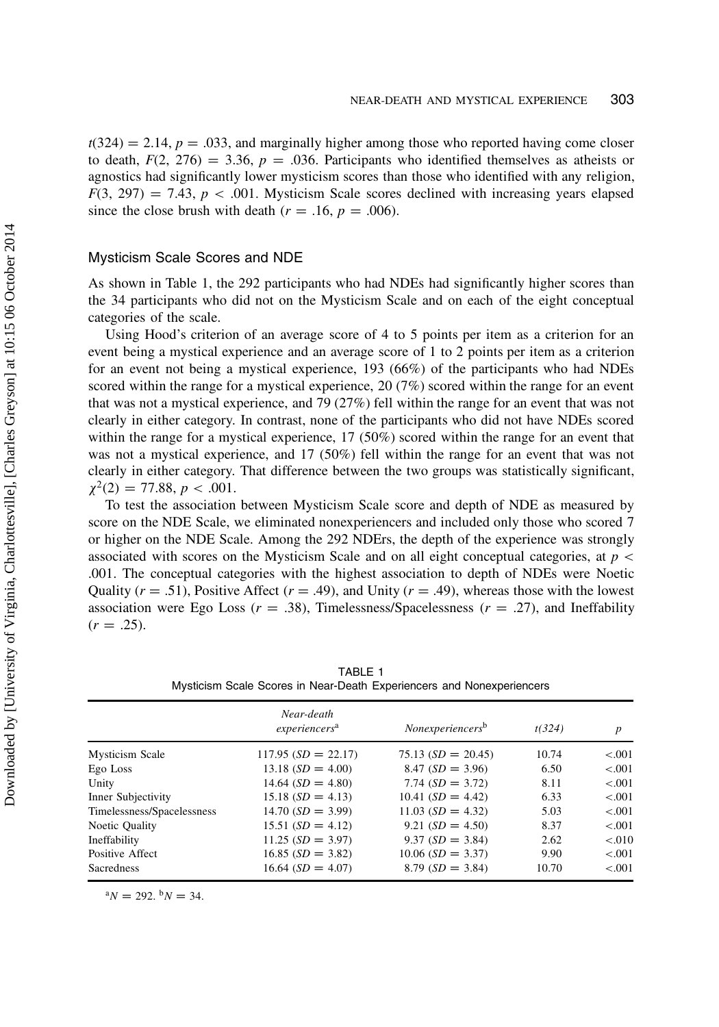$t(324) = 2.14$, $p = .033$, and marginally higher among those who reported having come closer to death, $F(2, 276) = 3.36$, $p = .036$. Participants who identified themselves as atheists or agnostics had significantly lower mysticism scores than those who identified with any religion, $F(3, 297) = 7.43$, $p < .001$. Mysticism Scale scores declined with increasing years elapsed since the close brush with death ($r = .16$, $p = .006$).

## Mysticism Scale Scores and NDE

As shown in Table 1, the 292 participants who had NDEs had significantly higher scores than the 34 participants who did not on the Mysticism Scale and on each of the eight conceptual categories of the scale.

Using Hood's criterion of an average score of 4 to 5 points per item as a criterion for an event being a mystical experience and an average score of 1 to 2 points per item as a criterion for an event not being a mystical experience, 193 (66%) of the participants who had NDEs scored within the range for a mystical experience, 20 (7%) scored within the range for an event that was not a mystical experience, and 79 (27%) fell within the range for an event that was not clearly in either category. In contrast, none of the participants who did not have NDEs scored within the range for a mystical experience, 17 (50%) scored within the range for an event that was not a mystical experience, and 17 (50%) fell within the range for an event that was not clearly in either category. That difference between the two groups was statistically significant, $\chi^2(2) = 77.88$, $p < .001$.

To test the association between Mysticism Scale score and depth of NDE as measured by score on the NDE Scale, we eliminated nonexperiencers and included only those who scored 7 or higher on the NDE Scale. Among the 292 NDErs, the depth of the experience was strongly associated with scores on the Mysticism Scale and on all eight conceptual categories, at $p < .001$. The conceptual categories with the highest association to depth of NDEs were Noetic Quality ($r = .51$), Positive Affect ($r = .49$), and Unity ($r = .49$), whereas those with the lowest association were Ego Loss ($r = .38$), Timelessness/Spacelessness ($r = .27$), and Ineffability ($r = .25$).

TABLE 1
Mysticism Scale Scores in Near-Death Experiencers and Nonexperiencers

| | *Near-death experiencers*[a] | *Nonexperiencers*[b] | *t(324)* | *p* |
|---|---|---|---|---|
| Mysticism Scale | 117.95 (*SD* = 22.17) | 75.13 (*SD* = 20.45) | 10.74 | <.001 |
| Ego Loss | 13.18 (*SD* = 4.00) | 8.47 (*SD* = 3.96) | 6.50 | <.001 |
| Unity | 14.64 (*SD* = 4.80) | 7.74 (*SD* = 3.72) | 8.11 | <.001 |
| Inner Subjectivity | 15.18 (*SD* = 4.13) | 10.41 (*SD* = 4.42) | 6.33 | <.001 |
| Timelessness/Spacelessness | 14.70 (*SD* = 3.99) | 11.03 (*SD* = 4.32) | 5.03 | <.001 |
| Noetic Quality | 15.51 (*SD* = 4.12) | 9.21 (*SD* = 4.50) | 8.37 | <.001 |
| Ineffability | 11.25 (*SD* = 3.97) | 9.37 (*SD* = 3.84) | 2.62 | <.010 |
| Positive Affect | 16.85 (*SD* = 3.82) | 10.06 (*SD* = 3.37) | 9.90 | <.001 |
| Sacredness | 16.64 (*SD* = 4.07) | 8.79 (*SD* = 3.84) | 10.70 | <.001 |

[a]$N = 292$. [b]$N = 34$.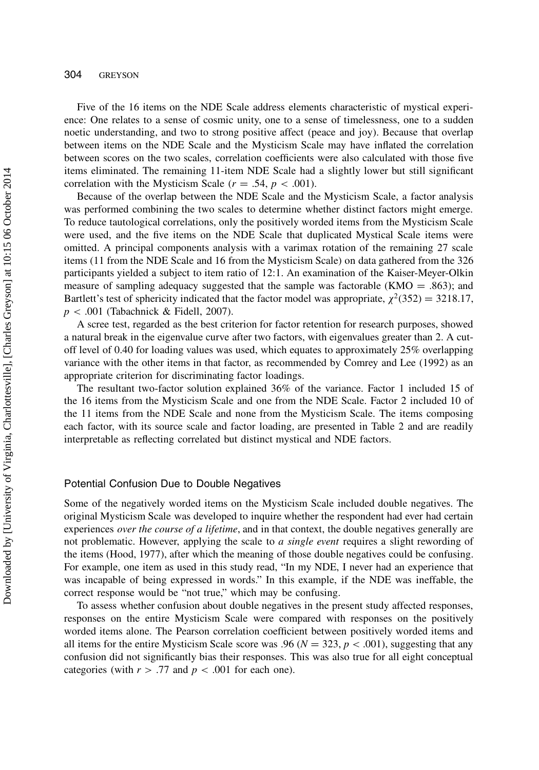Five of the 16 items on the NDE Scale address elements characteristic of mystical experience: One relates to a sense of cosmic unity, one to a sense of timelessness, one to a sudden noetic understanding, and two to strong positive affect (peace and joy). Because that overlap between items on the NDE Scale and the Mysticism Scale may have inflated the correlation between scores on the two scales, correlation coefficients were also calculated with those five items eliminated. The remaining 11-item NDE Scale had a slightly lower but still significant correlation with the Mysticism Scale ($r = .54$, $p < .001$).

Because of the overlap between the NDE Scale and the Mysticism Scale, a factor analysis was performed combining the two scales to determine whether distinct factors might emerge. To reduce tautological correlations, only the positively worded items from the Mysticism Scale were used, and the five items on the NDE Scale that duplicated Mystical Scale items were omitted. A principal components analysis with a varimax rotation of the remaining 27 scale items (11 from the NDE Scale and 16 from the Mysticism Scale) on data gathered from the 326 participants yielded a subject to item ratio of 12:1. An examination of the Kaiser-Meyer-Olkin measure of sampling adequacy suggested that the sample was factorable (KMO = .863); and Bartlett's test of sphericity indicated that the factor model was appropriate, $\chi^2(352) = 3218.17$, $p < .001$ (Tabachnick & Fidell, 2007).

A scree test, regarded as the best criterion for factor retention for research purposes, showed a natural break in the eigenvalue curve after two factors, with eigenvalues greater than 2. A cut-off level of 0.40 for loading values was used, which equates to approximately 25% overlapping variance with the other items in that factor, as recommended by Comrey and Lee (1992) as an appropriate criterion for discriminating factor loadings.

The resultant two-factor solution explained 36% of the variance. Factor 1 included 15 of the 16 items from the Mysticism Scale and one from the NDE Scale. Factor 2 included 10 of the 11 items from the NDE Scale and none from the Mysticism Scale. The items composing each factor, with its source scale and factor loading, are presented in Table 2 and are readily interpretable as reflecting correlated but distinct mystical and NDE factors.

## Potential Confusion Due to Double Negatives

Some of the negatively worded items on the Mysticism Scale included double negatives. The original Mysticism Scale was developed to inquire whether the respondent had ever had certain experiences *over the course of a lifetime*, and in that context, the double negatives generally are not problematic. However, applying the scale to *a single event* requires a slight rewording of the items (Hood, 1977), after which the meaning of those double negatives could be confusing. For example, one item as used in this study read, "In my NDE, I never had an experience that was incapable of being expressed in words." In this example, if the NDE was ineffable, the correct response would be "not true," which may be confusing.

To assess whether confusion about double negatives in the present study affected responses, responses on the entire Mysticism Scale were compared with responses on the positively worded items alone. The Pearson correlation coefficient between positively worded items and all items for the entire Mysticism Scale score was .96 ($N = 323$, $p < .001$), suggesting that any confusion did not significantly bias their responses. This was also true for all eight conceptual categories (with $r > .77$ and $p < .001$ for each one).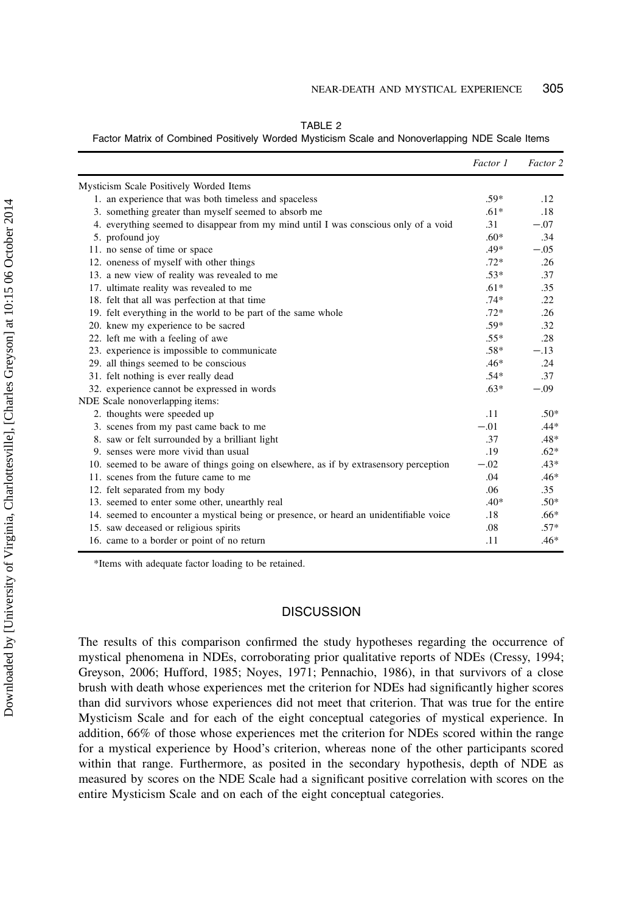TABLE 2
Factor Matrix of Combined Positively Worded Mysticism Scale and Nonoverlapping NDE Scale Items

| | *Factor 1* | *Factor 2* |
|---|---|---|
| Mysticism Scale Positively Worded Items | | |
| 1. an experience that was both timeless and spaceless | .59* | .12 |
| 3. something greater than myself seemed to absorb me | .61* | .18 |
| 4. everything seemed to disappear from my mind until I was conscious only of a void | .31 | −.07 |
| 5. profound joy | .60* | .34 |
| 11. no sense of time or space | .49* | −.05 |
| 12. oneness of myself with other things | .72* | .26 |
| 13. a new view of reality was revealed to me | .53* | .37 |
| 17. ultimate reality was revealed to me | .61* | .35 |
| 18. felt that all was perfection at that time | .74* | .22 |
| 19. felt everything in the world to be part of the same whole | .72* | .26 |
| 20. knew my experience to be sacred | .59* | .32 |
| 22. left me with a feeling of awe | .55* | .28 |
| 23. experience is impossible to communicate | .58* | −.13 |
| 29. all things seemed to be conscious | .46* | .24 |
| 31. felt nothing is ever really dead | .54* | .37 |
| 32. experience cannot be expressed in words | .63* | −.09 |
| NDE Scale nonoverlapping items: | | |
| 2. thoughts were speeded up | .11 | .50* |
| 3. scenes from my past came back to me | −.01 | .44* |
| 8. saw or felt surrounded by a brilliant light | .37 | .48* |
| 9. senses were more vivid than usual | .19 | .62* |
| 10. seemed to be aware of things going on elsewhere, as if by extrasensory perception | −.02 | .43* |
| 11. scenes from the future came to me | .04 | .46* |
| 12. felt separated from my body | .06 | .35 |
| 13. seemed to enter some other, unearthly real | .40* | .50* |
| 14. seemed to encounter a mystical being or presence, or heard an unidentifiable voice | .18 | .66* |
| 15. saw deceased or religious spirits | .08 | .57* |
| 16. came to a border or point of no return | .11 | .46* |

*Items with adequate factor loading to be retained.

## DISCUSSION

The results of this comparison confirmed the study hypotheses regarding the occurrence of mystical phenomena in NDEs, corroborating prior qualitative reports of NDEs (Cressy, 1994; Greyson, 2006; Hufford, 1985; Noyes, 1971; Pennachio, 1986), in that survivors of a close brush with death whose experiences met the criterion for NDEs had significantly higher scores than did survivors whose experiences did not meet that criterion. That was true for the entire Mysticism Scale and for each of the eight conceptual categories of mystical experience. In addition, 66% of those whose experiences met the criterion for NDEs scored within the range for a mystical experience by Hood's criterion, whereas none of the other participants scored within that range. Furthermore, as posited in the secondary hypothesis, depth of NDE as measured by scores on the NDE Scale had a significant positive correlation with scores on the entire Mysticism Scale and on each of the eight conceptual categories.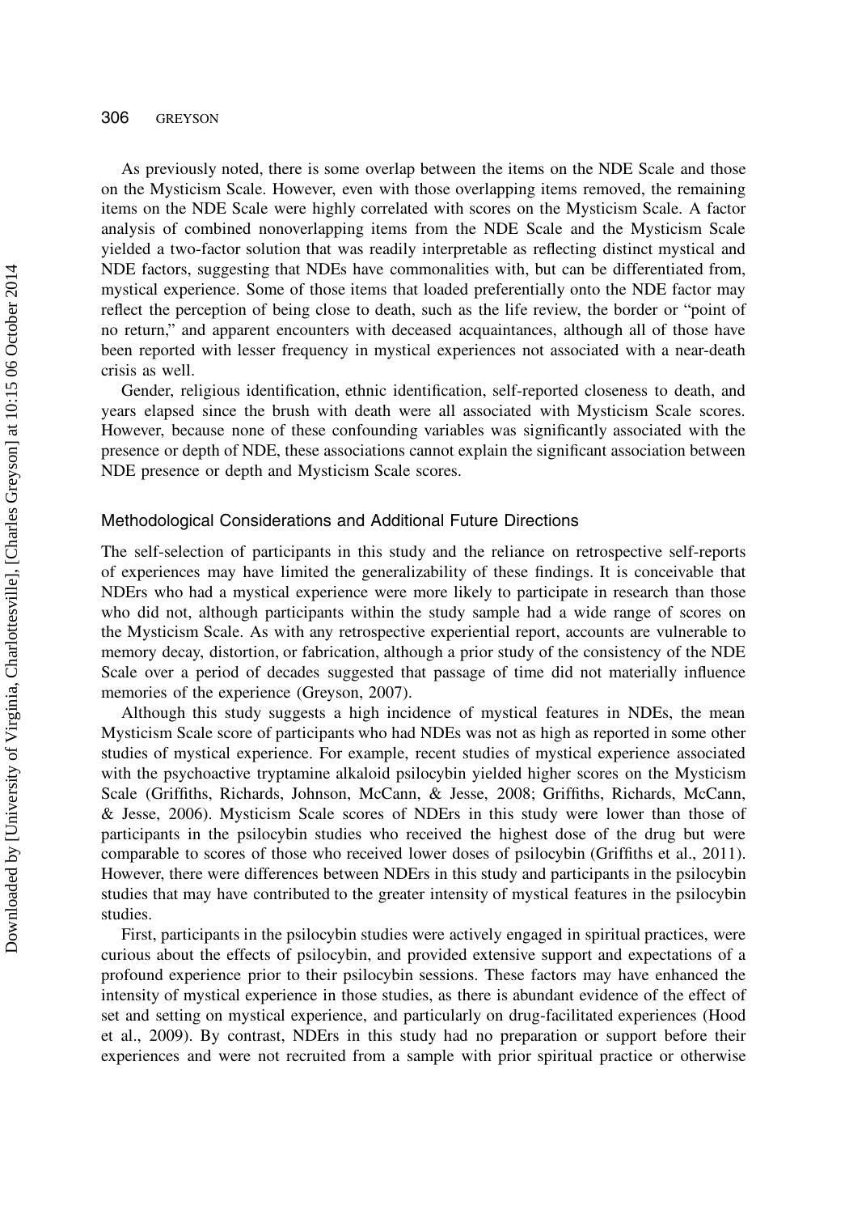As previously noted, there is some overlap between the items on the NDE Scale and those on the Mysticism Scale. However, even with those overlapping items removed, the remaining items on the NDE Scale were highly correlated with scores on the Mysticism Scale. A factor analysis of combined nonoverlapping items from the NDE Scale and the Mysticism Scale yielded a two-factor solution that was readily interpretable as reflecting distinct mystical and NDE factors, suggesting that NDEs have commonalities with, but can be differentiated from, mystical experience. Some of those items that loaded preferentially onto the NDE factor may reflect the perception of being close to death, such as the life review, the border or "point of no return," and apparent encounters with deceased acquaintances, although all of those have been reported with lesser frequency in mystical experiences not associated with a near-death crisis as well.

Gender, religious identification, ethnic identification, self-reported closeness to death, and years elapsed since the brush with death were all associated with Mysticism Scale scores. However, because none of these confounding variables was significantly associated with the presence or depth of NDE, these associations cannot explain the significant association between NDE presence or depth and Mysticism Scale scores.

### Methodological Considerations and Additional Future Directions

The self-selection of participants in this study and the reliance on retrospective self-reports of experiences may have limited the generalizability of these findings. It is conceivable that NDErs who had a mystical experience were more likely to participate in research than those who did not, although participants within the study sample had a wide range of scores on the Mysticism Scale. As with any retrospective experiential report, accounts are vulnerable to memory decay, distortion, or fabrication, although a prior study of the consistency of the NDE Scale over a period of decades suggested that passage of time did not materially influence memories of the experience (Greyson, 2007).

Although this study suggests a high incidence of mystical features in NDEs, the mean Mysticism Scale score of participants who had NDEs was not as high as reported in some other studies of mystical experience. For example, recent studies of mystical experience associated with the psychoactive tryptamine alkaloid psilocybin yielded higher scores on the Mysticism Scale (Griffiths, Richards, Johnson, McCann, & Jesse, 2008; Griffiths, Richards, McCann, & Jesse, 2006). Mysticism Scale scores of NDErs in this study were lower than those of participants in the psilocybin studies who received the highest dose of the drug but were comparable to scores of those who received lower doses of psilocybin (Griffiths et al., 2011). However, there were differences between NDErs in this study and participants in the psilocybin studies that may have contributed to the greater intensity of mystical features in the psilocybin studies.

First, participants in the psilocybin studies were actively engaged in spiritual practices, were curious about the effects of psilocybin, and provided extensive support and expectations of a profound experience prior to their psilocybin sessions. These factors may have enhanced the intensity of mystical experience in those studies, as there is abundant evidence of the effect of set and setting on mystical experience, and particularly on drug-facilitated experiences (Hood et al., 2009). By contrast, NDErs in this study had no preparation or support before their experiences and were not recruited from a sample with prior spiritual practice or otherwise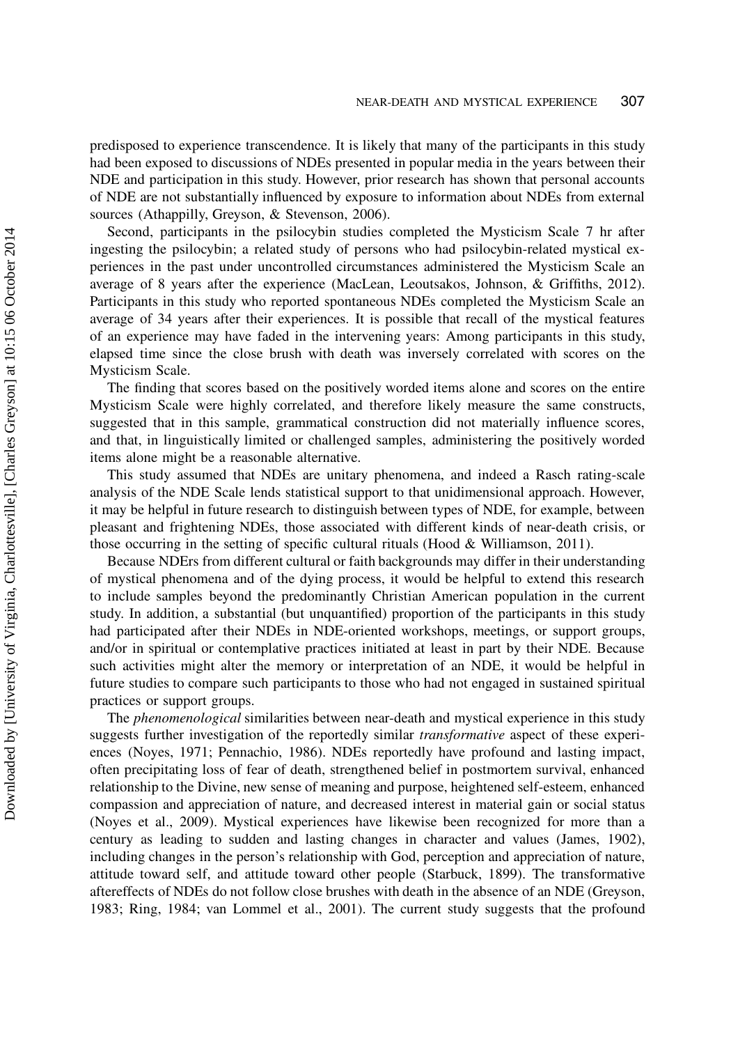predisposed to experience transcendence. It is likely that many of the participants in this study had been exposed to discussions of NDEs presented in popular media in the years between their NDE and participation in this study. However, prior research has shown that personal accounts of NDE are not substantially influenced by exposure to information about NDEs from external sources (Athappilly, Greyson, & Stevenson, 2006).

Second, participants in the psilocybin studies completed the Mysticism Scale 7 hr after ingesting the psilocybin; a related study of persons who had psilocybin-related mystical experiences in the past under uncontrolled circumstances administered the Mysticism Scale an average of 8 years after the experience (MacLean, Leoutsakos, Johnson, & Griffiths, 2012). Participants in this study who reported spontaneous NDEs completed the Mysticism Scale an average of 34 years after their experiences. It is possible that recall of the mystical features of an experience may have faded in the intervening years: Among participants in this study, elapsed time since the close brush with death was inversely correlated with scores on the Mysticism Scale.

The finding that scores based on the positively worded items alone and scores on the entire Mysticism Scale were highly correlated, and therefore likely measure the same constructs, suggested that in this sample, grammatical construction did not materially influence scores, and that, in linguistically limited or challenged samples, administering the positively worded items alone might be a reasonable alternative.

This study assumed that NDEs are unitary phenomena, and indeed a Rasch rating-scale analysis of the NDE Scale lends statistical support to that unidimensional approach. However, it may be helpful in future research to distinguish between types of NDE, for example, between pleasant and frightening NDEs, those associated with different kinds of near-death crisis, or those occurring in the setting of specific cultural rituals (Hood & Williamson, 2011).

Because NDErs from different cultural or faith backgrounds may differ in their understanding of mystical phenomena and of the dying process, it would be helpful to extend this research to include samples beyond the predominantly Christian American population in the current study. In addition, a substantial (but unquantified) proportion of the participants in this study had participated after their NDEs in NDE-oriented workshops, meetings, or support groups, and/or in spiritual or contemplative practices initiated at least in part by their NDE. Because such activities might alter the memory or interpretation of an NDE, it would be helpful in future studies to compare such participants to those who had not engaged in sustained spiritual practices or support groups.

The *phenomenological* similarities between near-death and mystical experience in this study suggests further investigation of the reportedly similar *transformative* aspect of these experiences (Noyes, 1971; Pennachio, 1986). NDEs reportedly have profound and lasting impact, often precipitating loss of fear of death, strengthened belief in postmortem survival, enhanced relationship to the Divine, new sense of meaning and purpose, heightened self-esteem, enhanced compassion and appreciation of nature, and decreased interest in material gain or social status (Noyes et al., 2009). Mystical experiences have likewise been recognized for more than a century as leading to sudden and lasting changes in character and values (James, 1902), including changes in the person's relationship with God, perception and appreciation of nature, attitude toward self, and attitude toward other people (Starbuck, 1899). The transformative aftereffects of NDEs do not follow close brushes with death in the absence of an NDE (Greyson, 1983; Ring, 1984; van Lommel et al., 2001). The current study suggests that the profound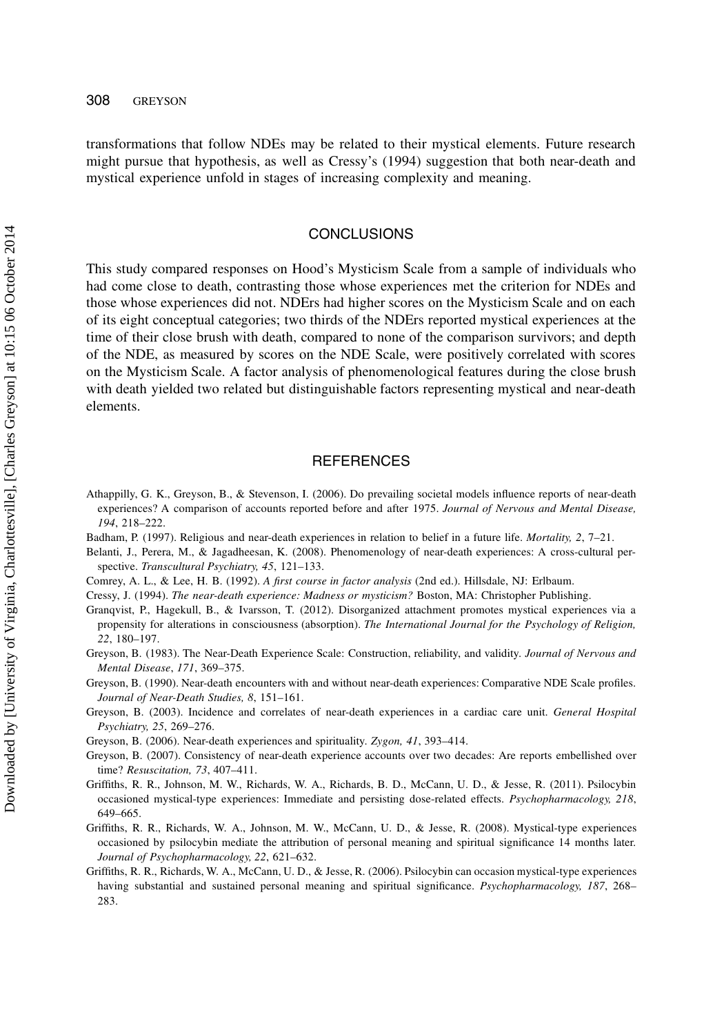transformations that follow NDEs may be related to their mystical elements. Future research might pursue that hypothesis, as well as Cressy's (1994) suggestion that both near-death and mystical experience unfold in stages of increasing complexity and meaning.

## CONCLUSIONS

This study compared responses on Hood's Mysticism Scale from a sample of individuals who had come close to death, contrasting those whose experiences met the criterion for NDEs and those whose experiences did not. NDErs had higher scores on the Mysticism Scale and on each of its eight conceptual categories; two thirds of the NDErs reported mystical experiences at the time of their close brush with death, compared to none of the comparison survivors; and depth of the NDE, as measured by scores on the NDE Scale, were positively correlated with scores on the Mysticism Scale. A factor analysis of phenomenological features during the close brush with death yielded two related but distinguishable factors representing mystical and near-death elements.

## REFERENCES

Athappilly, G. K., Greyson, B., & Stevenson, I. (2006). Do prevailing societal models influence reports of near-death experiences? A comparison of accounts reported before and after 1975. *Journal of Nervous and Mental Disease, 194*, 218–222.

Badham, P. (1997). Religious and near-death experiences in relation to belief in a future life. *Mortality, 2*, 7–21.

Belanti, J., Perera, M., & Jagadheesan, K. (2008). Phenomenology of near-death experiences: A cross-cultural perspective. *Transcultural Psychiatry, 45*, 121–133.

Comrey, A. L., & Lee, H. B. (1992). *A first course in factor analysis* (2nd ed.). Hillsdale, NJ: Erlbaum.

Cressy, J. (1994). *The near-death experience: Madness or mysticism?* Boston, MA: Christopher Publishing.

Granqvist, P., Hagekull, B., & Ivarsson, T. (2012). Disorganized attachment promotes mystical experiences via a propensity for alterations in consciousness (absorption). *The International Journal for the Psychology of Religion, 22*, 180–197.

Greyson, B. (1983). The Near-Death Experience Scale: Construction, reliability, and validity. *Journal of Nervous and Mental Disease*, *171*, 369–375.

Greyson, B. (1990). Near-death encounters with and without near-death experiences: Comparative NDE Scale profiles. *Journal of Near-Death Studies, 8*, 151–161.

Greyson, B. (2003). Incidence and correlates of near-death experiences in a cardiac care unit. *General Hospital Psychiatry, 25*, 269–276.

Greyson, B. (2006). Near-death experiences and spirituality. *Zygon, 41*, 393–414.

Greyson, B. (2007). Consistency of near-death experience accounts over two decades: Are reports embellished over time? *Resuscitation, 73*, 407–411.

Griffiths, R. R., Johnson, M. W., Richards, W. A., Richards, B. D., McCann, U. D., & Jesse, R. (2011). Psilocybin occasioned mystical-type experiences: Immediate and persisting dose-related effects. *Psychopharmacology, 218*, 649–665.

Griffiths, R. R., Richards, W. A., Johnson, M. W., McCann, U. D., & Jesse, R. (2008). Mystical-type experiences occasioned by psilocybin mediate the attribution of personal meaning and spiritual significance 14 months later. *Journal of Psychopharmacology, 22*, 621–632.

Griffiths, R. R., Richards, W. A., McCann, U. D., & Jesse, R. (2006). Psilocybin can occasion mystical-type experiences having substantial and sustained personal meaning and spiritual significance. *Psychopharmacology, 187*, 268–283.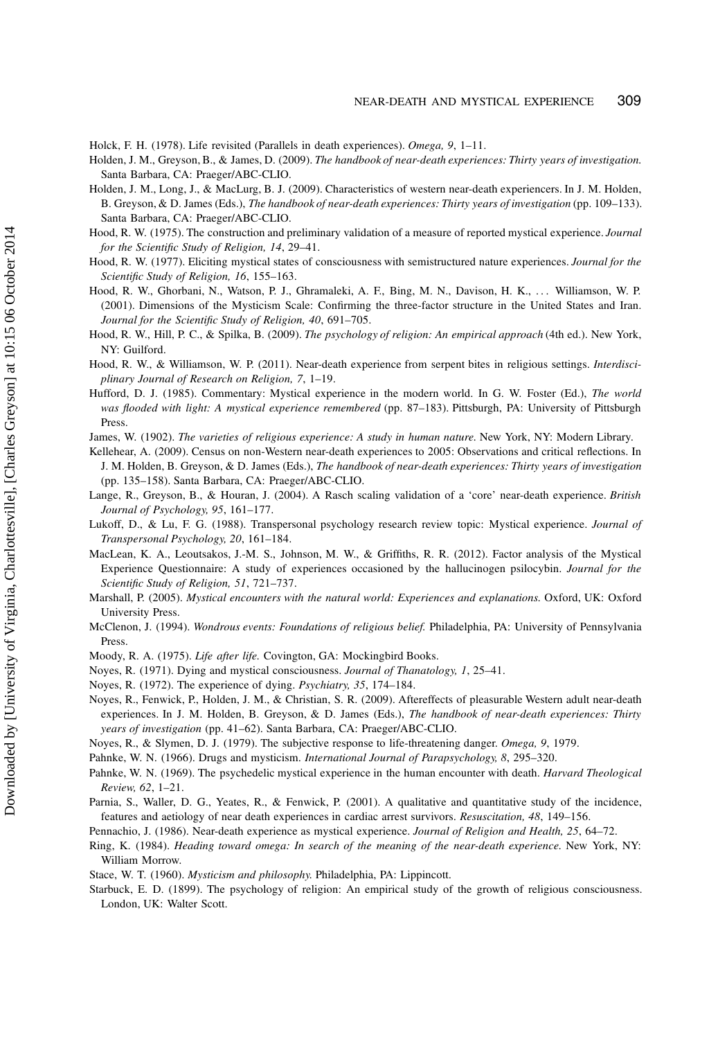Holck, F. H. (1978). Life revisited (Parallels in death experiences). *Omega, 9*, 1–11.

Holden, J. M., Greyson, B., & James, D. (2009). *The handbook of near-death experiences: Thirty years of investigation.* Santa Barbara, CA: Praeger/ABC-CLIO.

Holden, J. M., Long, J., & MacLurg, B. J. (2009). Characteristics of western near-death experiencers. In J. M. Holden, B. Greyson, & D. James (Eds.), *The handbook of near-death experiences: Thirty years of investigation* (pp. 109–133). Santa Barbara, CA: Praeger/ABC-CLIO.

Hood, R. W. (1975). The construction and preliminary validation of a measure of reported mystical experience. *Journal for the Scientific Study of Religion, 14*, 29–41.

Hood, R. W. (1977). Eliciting mystical states of consciousness with semistructured nature experiences. *Journal for the Scientific Study of Religion, 16*, 155–163.

Hood, R. W., Ghorbani, N., Watson, P. J., Ghramaleki, A. F., Bing, M. N., Davison, H. K., ... Williamson, W. P. (2001). Dimensions of the Mysticism Scale: Confirming the three-factor structure in the United States and Iran. *Journal for the Scientific Study of Religion, 40*, 691–705.

Hood, R. W., Hill, P. C., & Spilka, B. (2009). *The psychology of religion: An empirical approach* (4th ed.). New York, NY: Guilford.

Hood, R. W., & Williamson, W. P. (2011). Near-death experience from serpent bites in religious settings. *Interdisciplinary Journal of Research on Religion, 7*, 1–19.

Hufford, D. J. (1985). Commentary: Mystical experience in the modern world. In G. W. Foster (Ed.), *The world was flooded with light: A mystical experience remembered* (pp. 87–183). Pittsburgh, PA: University of Pittsburgh Press.

James, W. (1902). *The varieties of religious experience: A study in human nature.* New York, NY: Modern Library.

Kellehear, A. (2009). Census on non-Western near-death experiences to 2005: Observations and critical reflections. In J. M. Holden, B. Greyson, & D. James (Eds.), *The handbook of near-death experiences: Thirty years of investigation* (pp. 135–158). Santa Barbara, CA: Praeger/ABC-CLIO.

Lange, R., Greyson, B., & Houran, J. (2004). A Rasch scaling validation of a 'core' near-death experience. *British Journal of Psychology, 95*, 161–177.

Lukoff, D., & Lu, F. G. (1988). Transpersonal psychology research review topic: Mystical experience. *Journal of Transpersonal Psychology, 20*, 161–184.

MacLean, K. A., Leoutsakos, J.-M. S., Johnson, M. W., & Griffiths, R. R. (2012). Factor analysis of the Mystical Experience Questionnaire: A study of experiences occasioned by the hallucinogen psilocybin. *Journal for the Scientific Study of Religion, 51*, 721–737.

Marshall, P. (2005). *Mystical encounters with the natural world: Experiences and explanations.* Oxford, UK: Oxford University Press.

McClenon, J. (1994). *Wondrous events: Foundations of religious belief.* Philadelphia, PA: University of Pennsylvania Press.

Moody, R. A. (1975). *Life after life.* Covington, GA: Mockingbird Books.

Noyes, R. (1971). Dying and mystical consciousness. *Journal of Thanatology, 1*, 25–41.

Noyes, R. (1972). The experience of dying. *Psychiatry, 35*, 174–184.

Noyes, R., Fenwick, P., Holden, J. M., & Christian, S. R. (2009). Aftereffects of pleasurable Western adult near-death experiences. In J. M. Holden, B. Greyson, & D. James (Eds.), *The handbook of near-death experiences: Thirty years of investigation* (pp. 41–62). Santa Barbara, CA: Praeger/ABC-CLIO.

Noyes, R., & Slymen, D. J. (1979). The subjective response to life-threatening danger. *Omega, 9*, 1979.

Pahnke, W. N. (1966). Drugs and mysticism. *International Journal of Parapsychology, 8*, 295–320.

Pahnke, W. N. (1969). The psychedelic mystical experience in the human encounter with death. *Harvard Theological Review, 62*, 1–21.

Parnia, S., Waller, D. G., Yeates, R., & Fenwick, P. (2001). A qualitative and quantitative study of the incidence, features and aetiology of near death experiences in cardiac arrest survivors. *Resuscitation, 48*, 149–156.

Pennachio, J. (1986). Near-death experience as mystical experience. *Journal of Religion and Health, 25*, 64–72.

Ring, K. (1984). *Heading toward omega: In search of the meaning of the near-death experience.* New York, NY: William Morrow.

Stace, W. T. (1960). *Mysticism and philosophy.* Philadelphia, PA: Lippincott.

Starbuck, E. D. (1899). The psychology of religion: An empirical study of the growth of religious consciousness. London, UK: Walter Scott.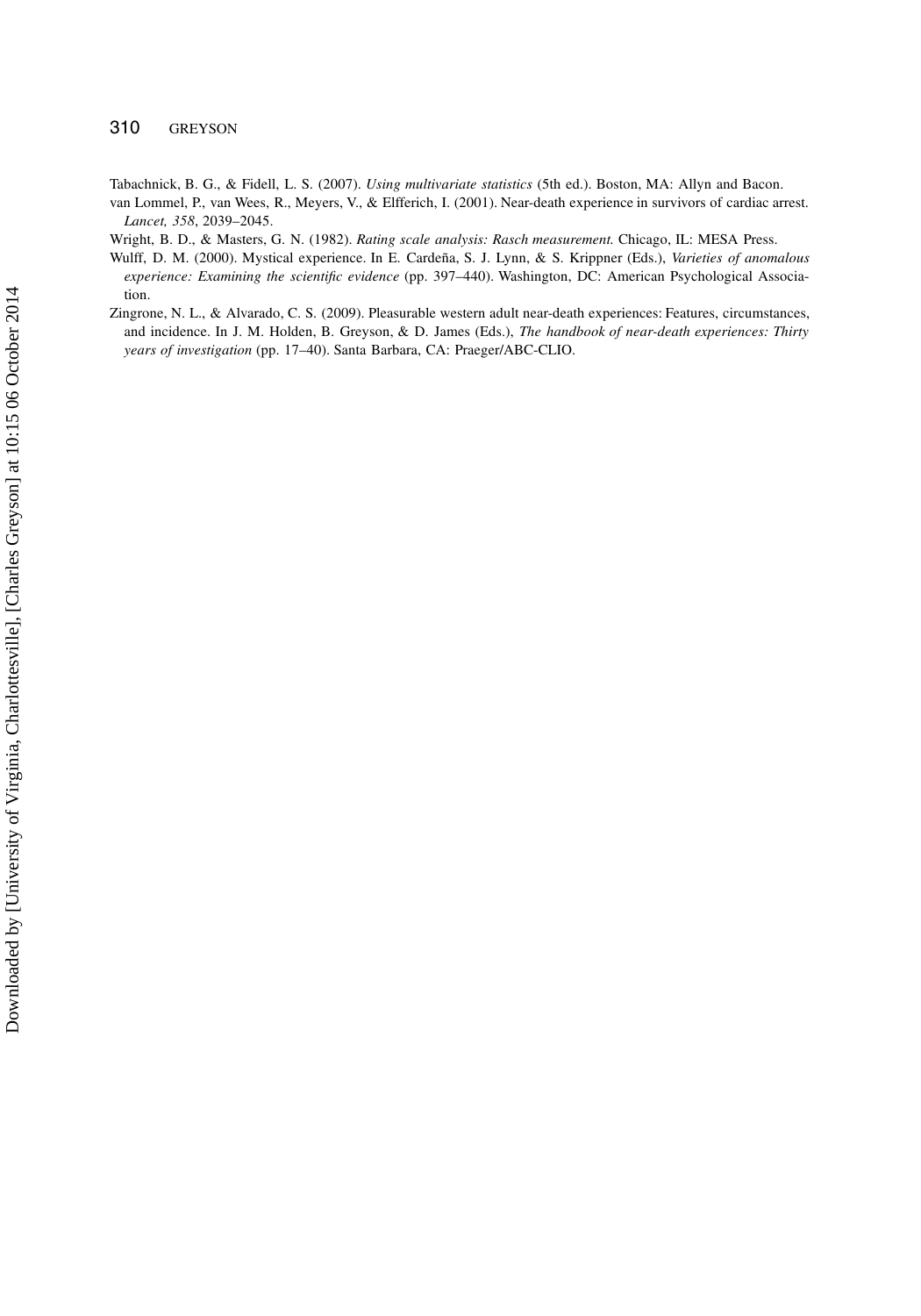Tabachnick, B. G., & Fidell, L. S. (2007). *Using multivariate statistics* (5th ed.). Boston, MA: Allyn and Bacon.

van Lommel, P., van Wees, R., Meyers, V., & Elfferich, I. (2001). Near-death experience in survivors of cardiac arrest. *Lancet, 358*, 2039–2045.

Wright, B. D., & Masters, G. N. (1982). *Rating scale analysis: Rasch measurement.* Chicago, IL: MESA Press.

Wulff, D. M. (2000). Mystical experience. In E. Cardeña, S. J. Lynn, & S. Krippner (Eds.), *Varieties of anomalous experience: Examining the scientific evidence* (pp. 397–440). Washington, DC: American Psychological Association.

Zingrone, N. L., & Alvarado, C. S. (2009). Pleasurable western adult near-death experiences: Features, circumstances, and incidence. In J. M. Holden, B. Greyson, & D. James (Eds.), *The handbook of near-death experiences: Thirty years of investigation* (pp. 17–40). Santa Barbara, CA: Praeger/ABC-CLIO.